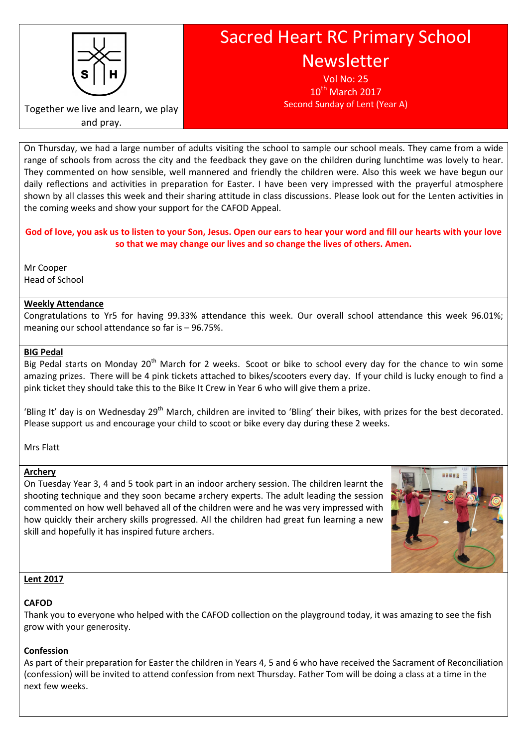# Sacred Heart RC Primary School Newsletter

Vol No: 25
10th March 2017
Second Sunday of Lent (Year A)

Together we live and learn, we play and pray.

On Thursday, we had a large number of adults visiting the school to sample our school meals. They came from a wide range of schools from across the city and the feedback they gave on the children during lunchtime was lovely to hear. They commented on how sensible, well mannered and friendly the children were. Also this week we have begun our daily reflections and activities in preparation for Easter. I have been very impressed with the prayerful atmosphere shown by all classes this week and their sharing attitude in class discussions. Please look out for the Lenten activities in the coming weeks and show your support for the CAFOD Appeal.

**God of love, you ask us to listen to your Son, Jesus. Open our ears to hear your word and fill our hearts with your love so that we may change our lives and so change the lives of others. Amen.**

Mr Cooper
Head of School

## Weekly Attendance

Congratulations to Yr5 for having 99.33% attendance this week. Our overall school attendance this week 96.01%; meaning our school attendance so far is – 96.75%.

## BIG Pedal

Big Pedal starts on Monday 20th March for 2 weeks. Scoot or bike to school every day for the chance to win some amazing prizes. There will be 4 pink tickets attached to bikes/scooters every day. If your child is lucky enough to find a pink ticket they should take this to the Bike It Crew in Year 6 who will give them a prize.

'Bling It' day is on Wednesday 29th March, children are invited to 'Bling' their bikes, with prizes for the best decorated. Please support us and encourage your child to scoot or bike every day during these 2 weeks.

Mrs Flatt

## Archery

On Tuesday Year 3, 4 and 5 took part in an indoor archery session. The children learnt the shooting technique and they soon became archery experts. The adult leading the session commented on how well behaved all of the children were and he was very impressed with how quickly their archery skills progressed. All the children had great fun learning a new skill and hopefully it has inspired future archers.

## Lent 2017

### CAFOD

Thank you to everyone who helped with the CAFOD collection on the playground today, it was amazing to see the fish grow with your generosity.

### Confession

As part of their preparation for Easter the children in Years 4, 5 and 6 who have received the Sacrament of Reconciliation (confession) will be invited to attend confession from next Thursday. Father Tom will be doing a class at a time in the next few weeks.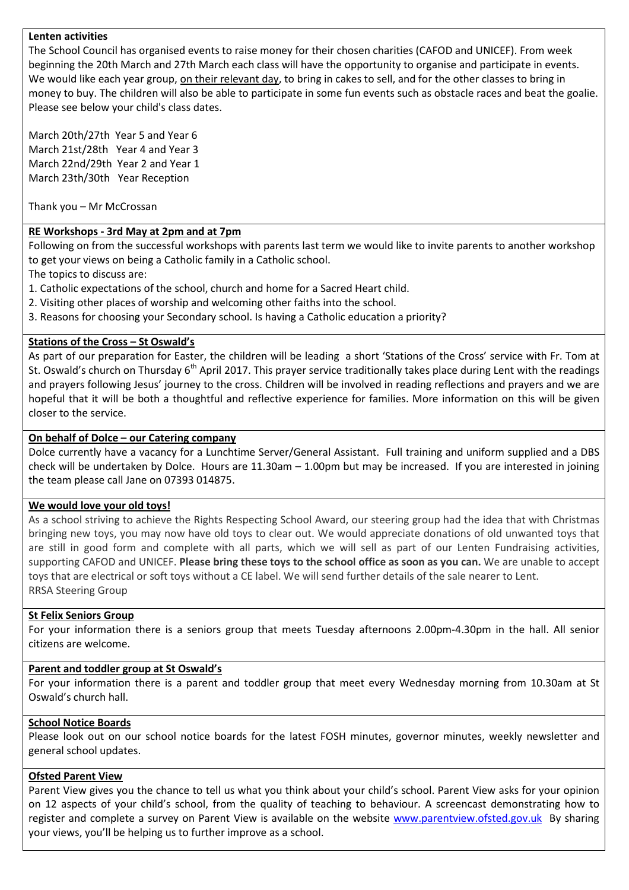### Lenten activities

The School Council has organised events to raise money for their chosen charities (CAFOD and UNICEF). From week beginning the 20th March and 27th March each class will have the opportunity to organise and participate in events. We would like each year group, on their relevant day, to bring in cakes to sell, and for the other classes to bring in money to buy. The children will also be able to participate in some fun events such as obstacle races and beat the goalie. Please see below your child's class dates.

March 20th/27th Year 5 and Year 6
March 21st/28th Year 4 and Year 3
March 22nd/29th Year 2 and Year 1
March 23th/30th Year Reception

Thank you – Mr McCrossan

### RE Workshops - 3rd May at 2pm and at 7pm

Following on from the successful workshops with parents last term we would like to invite parents to another workshop to get your views on being a Catholic family in a Catholic school.

The topics to discuss are:

1. Catholic expectations of the school, church and home for a Sacred Heart child.
2. Visiting other places of worship and welcoming other faiths into the school.
3. Reasons for choosing your Secondary school. Is having a Catholic education a priority?

### Stations of the Cross – St Oswald's

As part of our preparation for Easter, the children will be leading a short 'Stations of the Cross' service with Fr. Tom at St. Oswald's church on Thursday 6th April 2017. This prayer service traditionally takes place during Lent with the readings and prayers following Jesus' journey to the cross. Children will be involved in reading reflections and prayers and we are hopeful that it will be both a thoughtful and reflective experience for families. More information on this will be given closer to the service.

### On behalf of Dolce – our Catering company

Dolce currently have a vacancy for a Lunchtime Server/General Assistant. Full training and uniform supplied and a DBS check will be undertaken by Dolce. Hours are 11.30am – 1.00pm but may be increased. If you are interested in joining the team please call Jane on 07393 014875.

### We would love your old toys!

As a school striving to achieve the Rights Respecting School Award, our steering group had the idea that with Christmas bringing new toys, you may now have old toys to clear out. We would appreciate donations of old unwanted toys that are still in good form and complete with all parts, which we will sell as part of our Lenten Fundraising activities, supporting CAFOD and UNICEF. **Please bring these toys to the school office as soon as you can.** We are unable to accept toys that are electrical or soft toys without a CE label. We will send further details of the sale nearer to Lent.
RRSA Steering Group

### St Felix Seniors Group

For your information there is a seniors group that meets Tuesday afternoons 2.00pm-4.30pm in the hall. All senior citizens are welcome.

### Parent and toddler group at St Oswald's

For your information there is a parent and toddler group that meet every Wednesday morning from 10.30am at St Oswald's church hall.

### School Notice Boards

Please look out on our school notice boards for the latest FOSH minutes, governor minutes, weekly newsletter and general school updates.

### Ofsted Parent View

Parent View gives you the chance to tell us what you think about your child's school. Parent View asks for your opinion on 12 aspects of your child's school, from the quality of teaching to behaviour. A screencast demonstrating how to register and complete a survey on Parent View is available on the website www.parentview.ofsted.gov.uk By sharing your views, you'll be helping us to further improve as a school.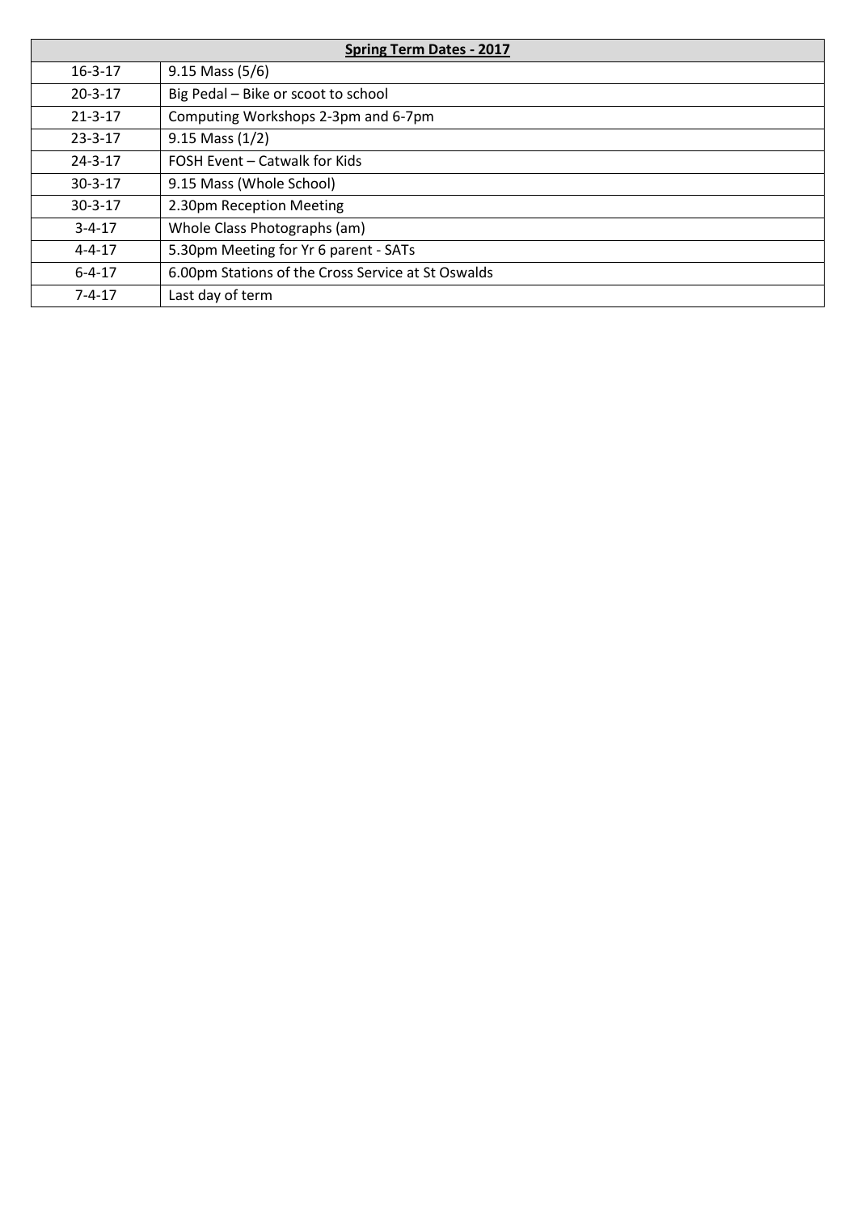| Spring Term Dates - 2017 | |
|---|---|
| 16-3-17 | 9.15 Mass (5/6) |
| 20-3-17 | Big Pedal – Bike or scoot to school |
| 21-3-17 | Computing Workshops 2-3pm and 6-7pm |
| 23-3-17 | 9.15 Mass (1/2) |
| 24-3-17 | FOSH Event – Catwalk for Kids |
| 30-3-17 | 9.15 Mass (Whole School) |
| 30-3-17 | 2.30pm Reception Meeting |
| 3-4-17 | Whole Class Photographs (am) |
| 4-4-17 | 5.30pm Meeting for Yr 6 parent - SATs |
| 6-4-17 | 6.00pm Stations of the Cross Service at St Oswalds |
| 7-4-17 | Last day of term |